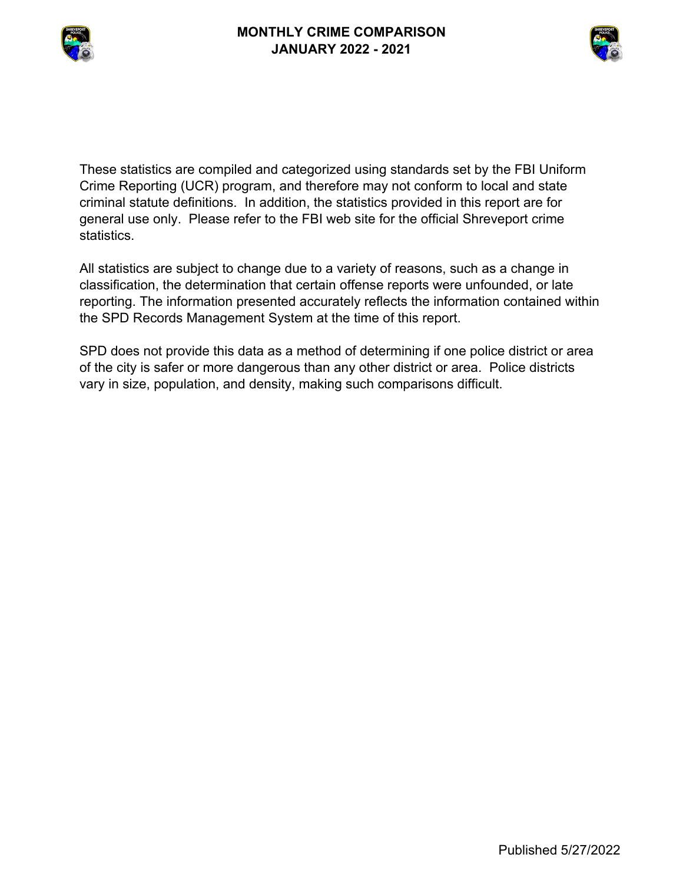# MONTHLY CRIME COMPARISON
## JANUARY 2022 - 2021

These statistics are compiled and categorized using standards set by the FBI Uniform Crime Reporting (UCR) program, and therefore may not conform to local and state criminal statute definitions. In addition, the statistics provided in this report are for general use only. Please refer to the FBI web site for the official Shreveport crime statistics.

All statistics are subject to change due to a variety of reasons, such as a change in classification, the determination that certain offense reports were unfounded, or late reporting. The information presented accurately reflects the information contained within the SPD Records Management System at the time of this report.

SPD does not provide this data as a method of determining if one police district or area of the city is safer or more dangerous than any other district or area. Police districts vary in size, population, and density, making such comparisons difficult.

Published 5/27/2022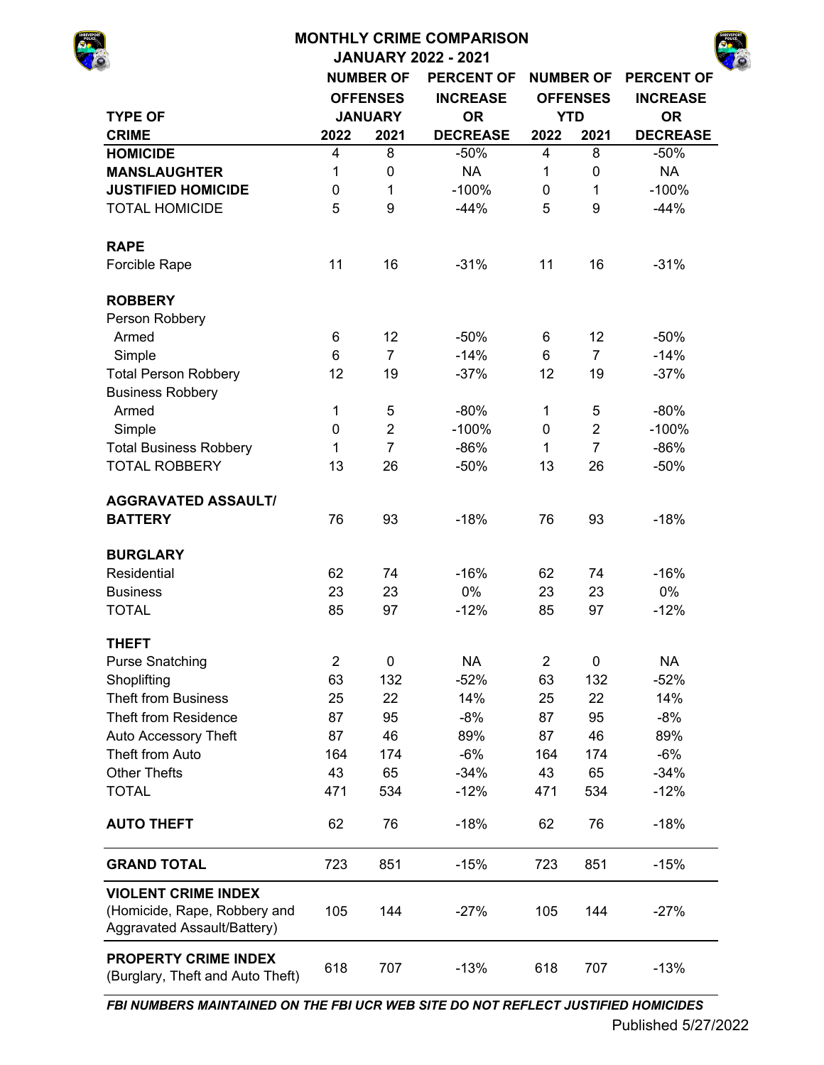# MONTHLY CRIME COMPARISON

## JANUARY 2022 - 2021

| TYPE OF CRIME | NUMBER OF OFFENSES JANUARY 2022 | NUMBER OF OFFENSES JANUARY 2021 | PERCENT OF INCREASE OR DECREASE | NUMBER OF OFFENSES YTD 2022 | NUMBER OF OFFENSES YTD 2021 | PERCENT OF INCREASE OR DECREASE |
|---|---|---|---|---|---|---|
| **HOMICIDE** | 4 | 8 | -50% | 4 | 8 | -50% |
| **MANSLAUGHTER** | 1 | 0 | NA | 1 | 0 | NA |
| **JUSTIFIED HOMICIDE** | 0 | 1 | -100% | 0 | 1 | -100% |
| TOTAL HOMICIDE | 5 | 9 | -44% | 5 | 9 | -44% |
| | | | | | | |
| **RAPE** | | | | | | |
| Forcible Rape | 11 | 16 | -31% | 11 | 16 | -31% |
| | | | | | | |
| **ROBBERY** | | | | | | |
| Person Robbery | | | | | | |
| Armed | 6 | 12 | -50% | 6 | 12 | -50% |
| Simple | 6 | 7 | -14% | 6 | 7 | -14% |
| Total Person Robbery | 12 | 19 | -37% | 12 | 19 | -37% |
| Business Robbery | | | | | | |
| Armed | 1 | 5 | -80% | 1 | 5 | -80% |
| Simple | 0 | 2 | -100% | 0 | 2 | -100% |
| Total Business Robbery | 1 | 7 | -86% | 1 | 7 | -86% |
| TOTAL ROBBERY | 13 | 26 | -50% | 13 | 26 | -50% |
| | | | | | | |
| **AGGRAVATED ASSAULT/ BATTERY** | 76 | 93 | -18% | 76 | 93 | -18% |
| | | | | | | |
| **BURGLARY** | | | | | | |
| Residential | 62 | 74 | -16% | 62 | 74 | -16% |
| Business | 23 | 23 | 0% | 23 | 23 | 0% |
| TOTAL | 85 | 97 | -12% | 85 | 97 | -12% |
| | | | | | | |
| **THEFT** | | | | | | |
| Purse Snatching | 2 | 0 | NA | 2 | 0 | NA |
| Shoplifting | 63 | 132 | -52% | 63 | 132 | -52% |
| Theft from Business | 25 | 22 | 14% | 25 | 22 | 14% |
| Theft from Residence | 87 | 95 | -8% | 87 | 95 | -8% |
| Auto Accessory Theft | 87 | 46 | 89% | 87 | 46 | 89% |
| Theft from Auto | 164 | 174 | -6% | 164 | 174 | -6% |
| Other Thefts | 43 | 65 | -34% | 43 | 65 | -34% |
| TOTAL | 471 | 534 | -12% | 471 | 534 | -12% |
| | | | | | | |
| **AUTO THEFT** | 62 | 76 | -18% | 62 | 76 | -18% |
| | | | | | | |
| **GRAND TOTAL** | 723 | 851 | -15% | 723 | 851 | -15% |
| **VIOLENT CRIME INDEX** (Homicide, Rape, Robbery and Aggravated Assault/Battery) | 105 | 144 | -27% | 105 | 144 | -27% |
| **PROPERTY CRIME INDEX** (Burglary, Theft and Auto Theft) | 618 | 707 | -13% | 618 | 707 | -13% |

***FBI NUMBERS MAINTAINED ON THE FBI UCR WEB SITE DO NOT REFLECT JUSTIFIED HOMICIDES***

Published 5/27/2022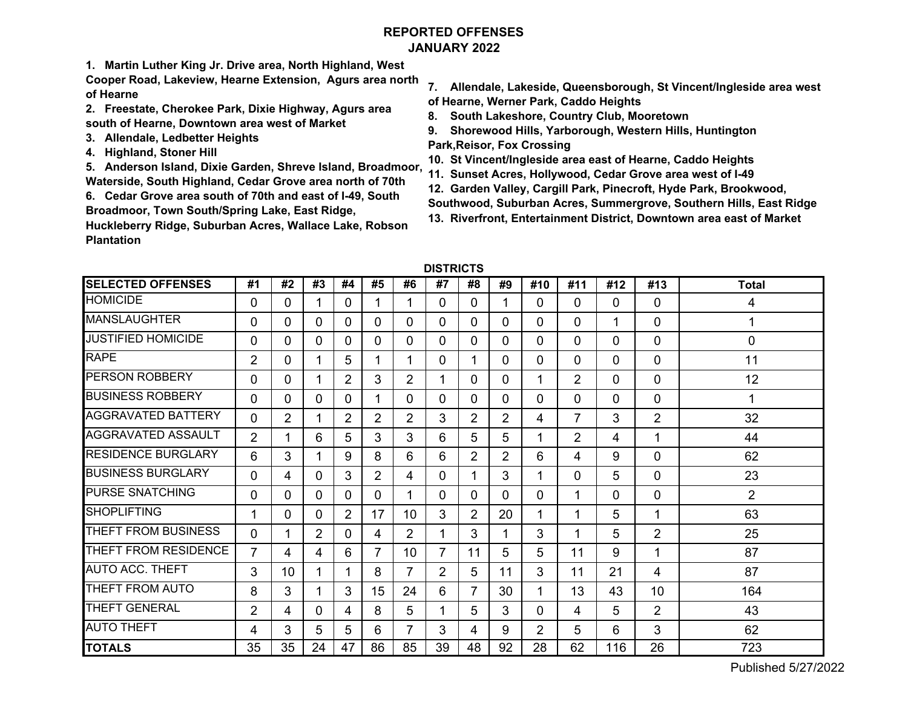# REPORTED OFFENSES
## JANUARY 2022

1. Martin Luther King Jr. Drive area, North Highland, West Cooper Road, Lakeview, Hearne Extension, Agurs area north of Hearne
2. Freestate, Cherokee Park, Dixie Highway, Agurs area south of Hearne, Downtown area west of Market
3. Allendale, Ledbetter Heights
4. Highland, Stoner Hill
5. Anderson Island, Dixie Garden, Shreve Island, Broadmoor, Waterside, South Highland, Cedar Grove area north of 70th
6. Cedar Grove area south of 70th and east of I-49, South Broadmoor, Town South/Spring Lake, East Ridge, Huckleberry Ridge, Suburban Acres, Wallace Lake, Robson Plantation
7. Allendale, Lakeside, Queensborough, St Vincent/Ingleside area west of Hearne, Werner Park, Caddo Heights
8. South Lakeshore, Country Club, Mooretown
9. Shorewood Hills, Yarborough, Western Hills, Huntington Park,Reisor, Fox Crossing
10. St Vincent/Ingleside area east of Hearne, Caddo Heights
11. Sunset Acres, Hollywood, Cedar Grove area west of I-49
12. Garden Valley, Cargill Park, Pinecroft, Hyde Park, Brookwood, Southwood, Suburban Acres, Summergrove, Southern Hills, East Ridge
13. Riverfront, Entertainment District, Downtown area east of Market

**DISTRICTS**

| SELECTED OFFENSES | #1 | #2 | #3 | #4 | #5 | #6 | #7 | #8 | #9 | #10 | #11 | #12 | #13 | Total |
|---|---|---|---|---|---|---|---|---|---|---|---|---|---|---|
| HOMICIDE | 0 | 0 | 1 | 0 | 1 | 1 | 0 | 0 | 1 | 0 | 0 | 0 | 0 | 4 |
| MANSLAUGHTER | 0 | 0 | 0 | 0 | 0 | 0 | 0 | 0 | 0 | 0 | 0 | 1 | 0 | 1 |
| JUSTIFIED HOMICIDE | 0 | 0 | 0 | 0 | 0 | 0 | 0 | 0 | 0 | 0 | 0 | 0 | 0 | 0 |
| RAPE | 2 | 0 | 1 | 5 | 1 | 1 | 0 | 1 | 0 | 0 | 0 | 0 | 0 | 11 |
| PERSON ROBBERY | 0 | 0 | 1 | 2 | 3 | 2 | 1 | 0 | 0 | 1 | 2 | 0 | 0 | 12 |
| BUSINESS ROBBERY | 0 | 0 | 0 | 0 | 1 | 0 | 0 | 0 | 0 | 0 | 0 | 0 | 0 | 1 |
| AGGRAVATED BATTERY | 0 | 2 | 1 | 2 | 2 | 2 | 3 | 2 | 2 | 4 | 7 | 3 | 2 | 32 |
| AGGRAVATED ASSAULT | 2 | 1 | 6 | 5 | 3 | 3 | 6 | 5 | 5 | 1 | 2 | 4 | 1 | 44 |
| RESIDENCE BURGLARY | 6 | 3 | 1 | 9 | 8 | 6 | 6 | 2 | 2 | 6 | 4 | 9 | 0 | 62 |
| BUSINESS BURGLARY | 0 | 4 | 0 | 3 | 2 | 4 | 0 | 1 | 3 | 1 | 0 | 5 | 0 | 23 |
| PURSE SNATCHING | 0 | 0 | 0 | 0 | 0 | 1 | 0 | 0 | 0 | 0 | 1 | 0 | 0 | 2 |
| SHOPLIFTING | 1 | 0 | 0 | 2 | 17 | 10 | 3 | 2 | 20 | 1 | 1 | 5 | 1 | 63 |
| THEFT FROM BUSINESS | 0 | 1 | 2 | 0 | 4 | 2 | 1 | 3 | 1 | 3 | 1 | 5 | 2 | 25 |
| THEFT FROM RESIDENCE | 7 | 4 | 4 | 6 | 7 | 10 | 7 | 11 | 5 | 5 | 11 | 9 | 1 | 87 |
| AUTO ACC. THEFT | 3 | 10 | 1 | 1 | 8 | 7 | 2 | 5 | 11 | 3 | 11 | 21 | 4 | 87 |
| THEFT FROM AUTO | 8 | 3 | 1 | 3 | 15 | 24 | 6 | 7 | 30 | 1 | 13 | 43 | 10 | 164 |
| THEFT GENERAL | 2 | 4 | 0 | 4 | 8 | 5 | 1 | 5 | 3 | 0 | 4 | 5 | 2 | 43 |
| AUTO THEFT | 4 | 3 | 5 | 5 | 6 | 7 | 3 | 4 | 9 | 2 | 5 | 6 | 3 | 62 |
| **TOTALS** | 35 | 35 | 24 | 47 | 86 | 85 | 39 | 48 | 92 | 28 | 62 | 116 | 26 | 723 |

Published 5/27/2022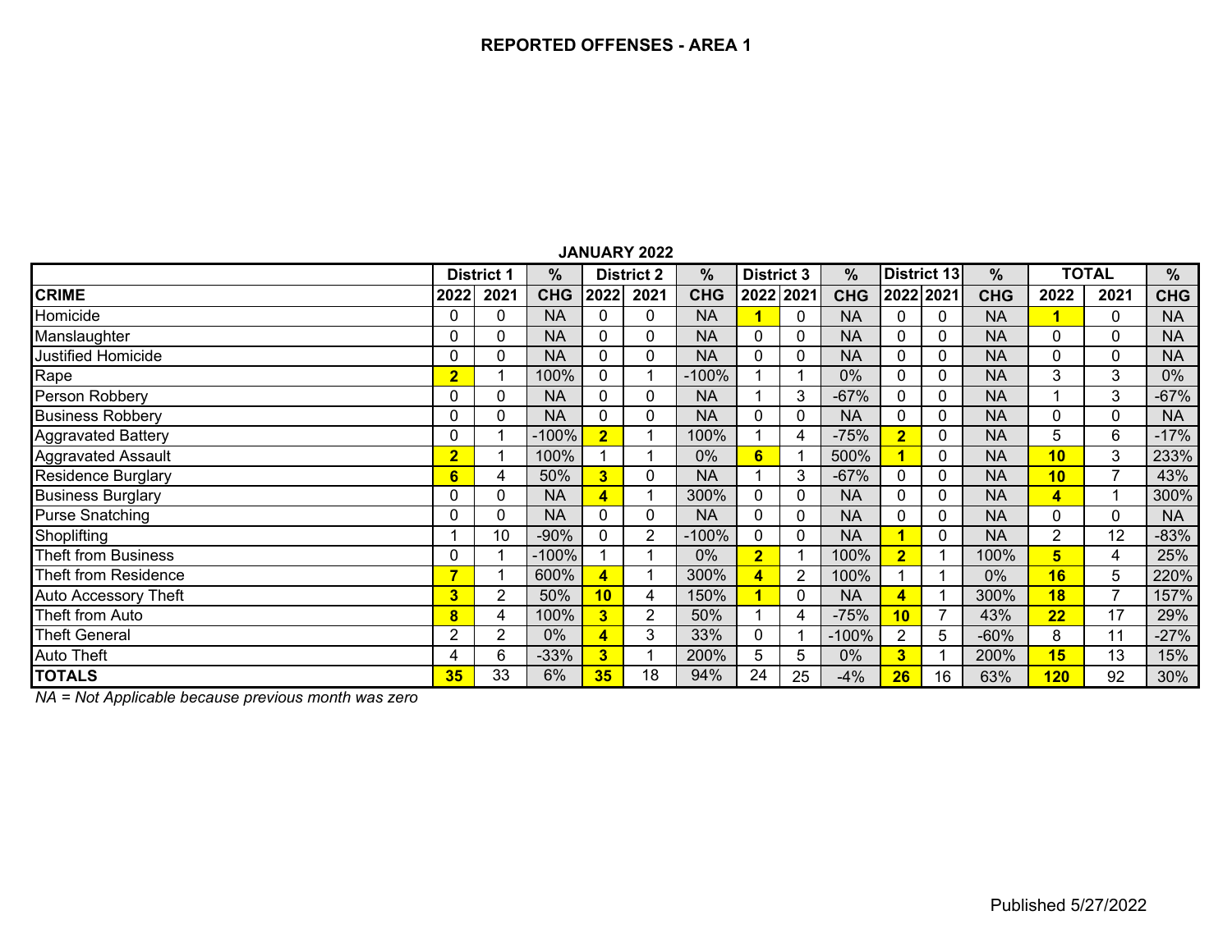# REPORTED OFFENSES - AREA 1

**JANUARY 2022**

| | District 1 | | % | District 2 | | % | District 3 | | % | District 13 | | % | TOTAL | | % |
|---|---|---|---|---|---|---|---|---|---|---|---|---|---|---|---|
| **CRIME** | **2022** | **2021** | **CHG** | **2022** | **2021** | **CHG** | **2022** | **2021** | **CHG** | **2022** | **2021** | **CHG** | **2022** | **2021** | **CHG** |
| Homicide | 0 | 0 | NA | 0 | 0 | NA | **1** | 0 | NA | 0 | 0 | NA | **1** | 0 | NA |
| Manslaughter | 0 | 0 | NA | 0 | 0 | NA | 0 | 0 | NA | 0 | 0 | NA | 0 | 0 | NA |
| Justified Homicide | 0 | 0 | NA | 0 | 0 | NA | 0 | 0 | NA | 0 | 0 | NA | 0 | 0 | NA |
| Rape | **2** | 1 | 100% | 0 | 1 | -100% | 1 | 1 | 0% | 0 | 0 | NA | 3 | 3 | 0% |
| Person Robbery | 0 | 0 | NA | 0 | 0 | NA | 1 | 3 | -67% | 0 | 0 | NA | 1 | 3 | -67% |
| Business Robbery | 0 | 0 | NA | 0 | 0 | NA | 0 | 0 | NA | 0 | 0 | NA | 0 | 0 | NA |
| Aggravated Battery | 0 | 1 | -100% | **2** | 1 | 100% | 1 | 4 | -75% | **2** | 0 | NA | 5 | 6 | -17% |
| Aggravated Assault | **2** | 1 | 100% | 1 | 1 | 0% | **6** | 1 | 500% | **1** | 0 | NA | **10** | 3 | 233% |
| Residence Burglary | **6** | 4 | 50% | **3** | 0 | NA | 1 | 3 | -67% | 0 | 0 | NA | **10** | 7 | 43% |
| Business Burglary | 0 | 0 | NA | **4** | 1 | 300% | 0 | 0 | NA | 0 | 0 | NA | **4** | 1 | 300% |
| Purse Snatching | 0 | 0 | NA | 0 | 0 | NA | 0 | 0 | NA | 0 | 0 | NA | 0 | 0 | NA |
| Shoplifting | 1 | 10 | -90% | 0 | 2 | -100% | 0 | 0 | NA | **1** | 0 | NA | 2 | 12 | -83% |
| Theft from Business | 0 | 1 | -100% | 1 | 1 | 0% | **2** | 1 | 100% | **2** | 1 | 100% | **5** | 4 | 25% |
| Theft from Residence | **7** | 1 | 600% | **4** | 1 | 300% | **4** | 2 | 100% | 1 | 1 | 0% | **16** | 5 | 220% |
| Auto Accessory Theft | **3** | 2 | 50% | **10** | 4 | 150% | **1** | 0 | NA | **4** | 1 | 300% | **18** | 7 | 157% |
| Theft from Auto | **8** | 4 | 100% | **3** | 2 | 50% | 1 | 4 | -75% | **10** | 7 | 43% | **22** | 17 | 29% |
| Theft General | 2 | 2 | 0% | **4** | 3 | 33% | 0 | 1 | -100% | 2 | 5 | -60% | 8 | 11 | -27% |
| Auto Theft | 4 | 6 | -33% | **3** | 1 | 200% | 5 | 5 | 0% | **3** | 1 | 200% | **15** | 13 | 15% |
| **TOTALS** | **35** | 33 | 6% | **35** | 18 | 94% | 24 | 25 | -4% | **26** | 16 | 63% | **120** | 92 | 30% |

*NA = Not Applicable because previous month was zero*

Published 5/27/2022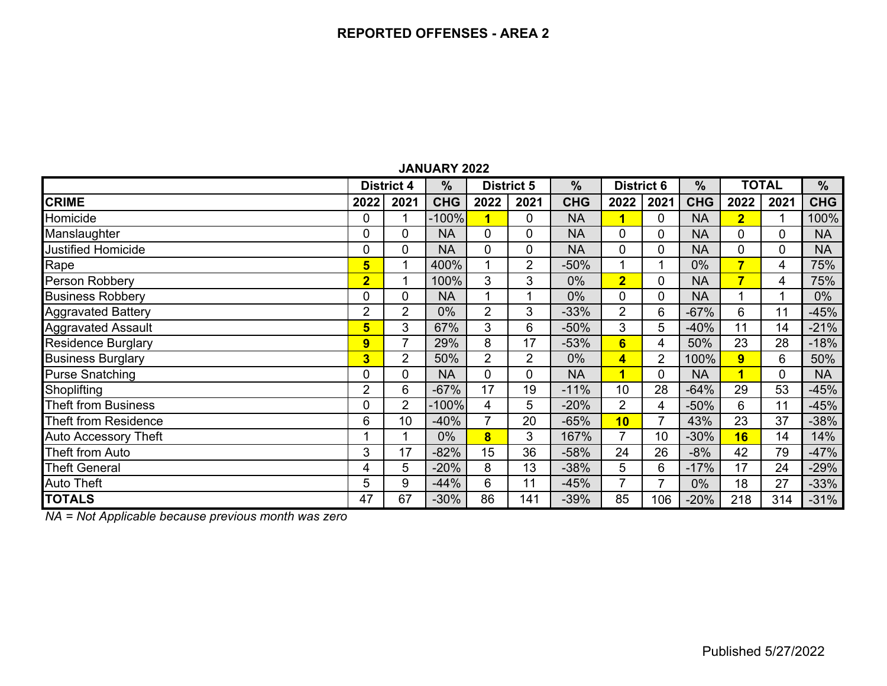# REPORTED OFFENSES - AREA 2

**JANUARY 2022**

| | District 4 | | % | District 5 | | % | District 6 | | % | TOTAL | | % |
|---|---|---|---|---|---|---|---|---|---|---|---|---|
| **CRIME** | **2022** | **2021** | **CHG** | **2022** | **2021** | **CHG** | **2022** | **2021** | **CHG** | **2022** | **2021** | **CHG** |
| Homicide | 0 | 1 | -100% | **1** | 0 | NA | **1** | 0 | NA | **2** | 1 | 100% |
| Manslaughter | 0 | 0 | NA | 0 | 0 | NA | 0 | 0 | NA | 0 | 0 | NA |
| Justified Homicide | 0 | 0 | NA | 0 | 0 | NA | 0 | 0 | NA | 0 | 0 | NA |
| Rape | **5** | 1 | 400% | 1 | 2 | -50% | 1 | 1 | 0% | **7** | 4 | 75% |
| Person Robbery | **2** | 1 | 100% | 3 | 3 | 0% | **2** | 0 | NA | **7** | 4 | 75% |
| Business Robbery | 0 | 0 | NA | 1 | 1 | 0% | 0 | 0 | NA | 1 | 1 | 0% |
| Aggravated Battery | 2 | 2 | 0% | 2 | 3 | -33% | 2 | 6 | -67% | 6 | 11 | -45% |
| Aggravated Assault | **5** | 3 | 67% | 3 | 6 | -50% | 3 | 5 | -40% | 11 | 14 | -21% |
| Residence Burglary | **9** | 7 | 29% | 8 | 17 | -53% | **6** | 4 | 50% | 23 | 28 | -18% |
| Business Burglary | **3** | 2 | 50% | 2 | 2 | 0% | **4** | 2 | 100% | **9** | 6 | 50% |
| Purse Snatching | 0 | 0 | NA | 0 | 0 | NA | **1** | 0 | NA | **1** | 0 | NA |
| Shoplifting | 2 | 6 | -67% | 17 | 19 | -11% | 10 | 28 | -64% | 29 | 53 | -45% |
| Theft from Business | 0 | 2 | -100% | 4 | 5 | -20% | 2 | 4 | -50% | 6 | 11 | -45% |
| Theft from Residence | 6 | 10 | -40% | 7 | 20 | -65% | **10** | 7 | 43% | 23 | 37 | -38% |
| Auto Accessory Theft | 1 | 1 | 0% | **8** | 3 | 167% | 7 | 10 | -30% | **16** | 14 | 14% |
| Theft from Auto | 3 | 17 | -82% | 15 | 36 | -58% | 24 | 26 | -8% | 42 | 79 | -47% |
| Theft General | 4 | 5 | -20% | 8 | 13 | -38% | 5 | 6 | -17% | 17 | 24 | -29% |
| Auto Theft | 5 | 9 | -44% | 6 | 11 | -45% | 7 | 7 | 0% | 18 | 27 | -33% |
| **TOTALS** | 47 | 67 | -30% | 86 | 141 | -39% | 85 | 106 | -20% | 218 | 314 | -31% |

*NA = Not Applicable because previous month was zero*

Published 5/27/2022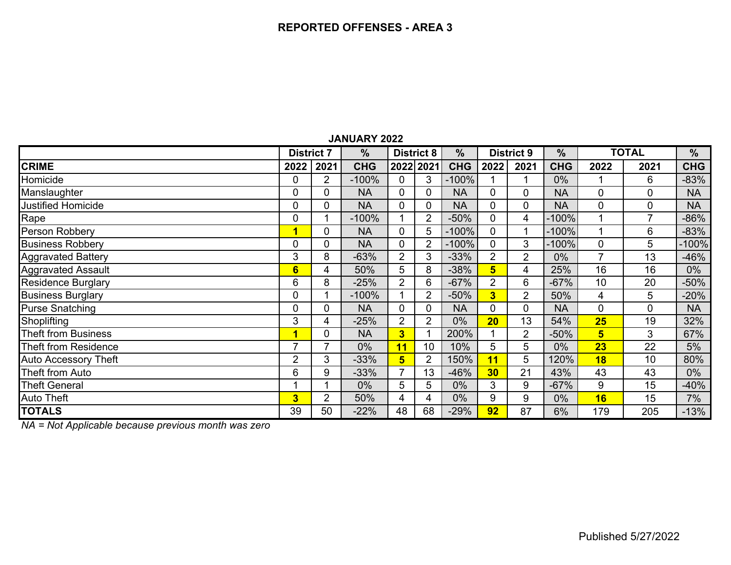# REPORTED OFFENSES - AREA 3

**JANUARY 2022**

| | District 7 | | % | District 8 | | % | District 9 | | % | TOTAL | | % |
|---|---|---|---|---|---|---|---|---|---|---|---|---|
| **CRIME** | **2022** | **2021** | **CHG** | **2022** | **2021** | **CHG** | **2022** | **2021** | **CHG** | **2022** | **2021** | **CHG** |
| Homicide | 0 | 2 | -100% | 0 | 3 | -100% | 1 | 1 | 0% | 1 | 6 | -83% |
| Manslaughter | 0 | 0 | NA | 0 | 0 | NA | 0 | 0 | NA | 0 | 0 | NA |
| Justified Homicide | 0 | 0 | NA | 0 | 0 | NA | 0 | 0 | NA | 0 | 0 | NA |
| Rape | 0 | 1 | -100% | 1 | 2 | -50% | 0 | 4 | -100% | 1 | 7 | -86% |
| Person Robbery | **1** | 0 | NA | 0 | 5 | -100% | 0 | 1 | -100% | 1 | 6 | -83% |
| Business Robbery | 0 | 0 | NA | 0 | 2 | -100% | 0 | 3 | -100% | 0 | 5 | -100% |
| Aggravated Battery | 3 | 8 | -63% | 2 | 3 | -33% | 2 | 2 | 0% | 7 | 13 | -46% |
| Aggravated Assault | **6** | 4 | 50% | 5 | 8 | -38% | **5** | 4 | 25% | 16 | 16 | 0% |
| Residence Burglary | 6 | 8 | -25% | 2 | 6 | -67% | 2 | 6 | -67% | 10 | 20 | -50% |
| Business Burglary | 0 | 1 | -100% | 1 | 2 | -50% | **3** | 2 | 50% | 4 | 5 | -20% |
| Purse Snatching | 0 | 0 | NA | 0 | 0 | NA | 0 | 0 | NA | 0 | 0 | NA |
| Shoplifting | 3 | 4 | -25% | 2 | 2 | 0% | **20** | 13 | 54% | **25** | 19 | 32% |
| Theft from Business | **1** | 0 | NA | **3** | 1 | 200% | 1 | 2 | -50% | **5** | 3 | 67% |
| Theft from Residence | 7 | 7 | 0% | **11** | 10 | 10% | 5 | 5 | 0% | **23** | 22 | 5% |
| Auto Accessory Theft | 2 | 3 | -33% | **5** | 2 | 150% | **11** | 5 | 120% | **18** | 10 | 80% |
| Theft from Auto | 6 | 9 | -33% | 7 | 13 | -46% | **30** | 21 | 43% | 43 | 43 | 0% |
| Theft General | 1 | 1 | 0% | 5 | 5 | 0% | 3 | 9 | -67% | 9 | 15 | -40% |
| Auto Theft | **3** | 2 | 50% | 4 | 4 | 0% | 9 | 9 | 0% | **16** | 15 | 7% |
| **TOTALS** | 39 | 50 | -22% | 48 | 68 | -29% | **92** | 87 | 6% | 179 | 205 | -13% |

*NA = Not Applicable because previous month was zero*

Published 5/27/2022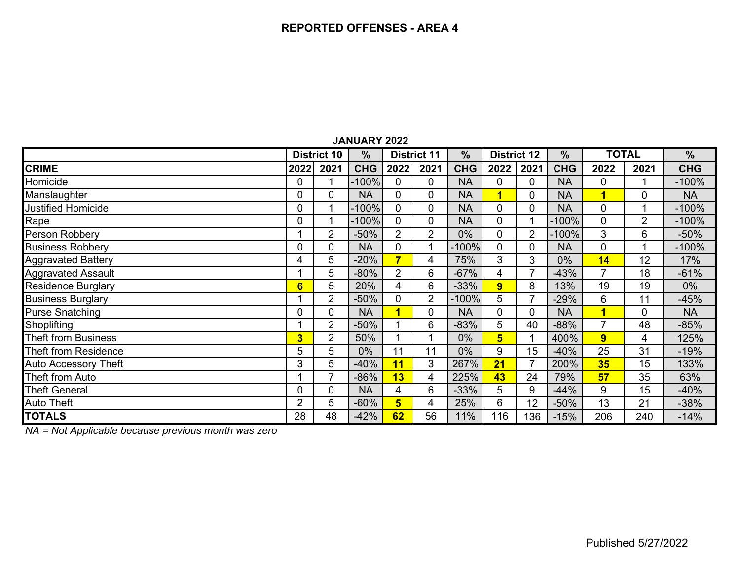## REPORTED OFFENSES - AREA 4

**JANUARY 2022**

| | District 10 | | % | District 11 | | % | District 12 | | % | TOTAL | | % |
|---|---|---|---|---|---|---|---|---|---|---|---|---|
| **CRIME** | **2022** | **2021** | **CHG** | **2022** | **2021** | **CHG** | **2022** | **2021** | **CHG** | **2022** | **2021** | **CHG** |
| Homicide | 0 | 1 | -100% | 0 | 0 | NA | 0 | 0 | NA | 0 | 1 | -100% |
| Manslaughter | 0 | 0 | NA | 0 | 0 | NA | **1** | 0 | NA | **1** | 0 | NA |
| Justified Homicide | 0 | 1 | -100% | 0 | 0 | NA | 0 | 0 | NA | 0 | 1 | -100% |
| Rape | 0 | 1 | -100% | 0 | 0 | NA | 0 | 1 | -100% | 0 | 2 | -100% |
| Person Robbery | 1 | 2 | -50% | 2 | 2 | 0% | 0 | 2 | -100% | 3 | 6 | -50% |
| Business Robbery | 0 | 0 | NA | 0 | 1 | -100% | 0 | 0 | NA | 0 | 1 | -100% |
| Aggravated Battery | 4 | 5 | -20% | **7** | 4 | 75% | 3 | 3 | 0% | **14** | 12 | 17% |
| Aggravated Assault | 1 | 5 | -80% | 2 | 6 | -67% | 4 | 7 | -43% | 7 | 18 | -61% |
| Residence Burglary | **6** | 5 | 20% | 4 | 6 | -33% | **9** | 8 | 13% | 19 | 19 | 0% |
| Business Burglary | 1 | 2 | -50% | 0 | 2 | -100% | 5 | 7 | -29% | 6 | 11 | -45% |
| Purse Snatching | 0 | 0 | NA | **1** | 0 | NA | 0 | 0 | NA | **1** | 0 | NA |
| Shoplifting | 1 | 2 | -50% | 1 | 6 | -83% | 5 | 40 | -88% | 7 | 48 | -85% |
| Theft from Business | **3** | 2 | 50% | 1 | 1 | 0% | **5** | 1 | 400% | **9** | 4 | 125% |
| Theft from Residence | 5 | 5 | 0% | 11 | 11 | 0% | 9 | 15 | -40% | 25 | 31 | -19% |
| Auto Accessory Theft | 3 | 5 | -40% | **11** | 3 | 267% | **21** | 7 | 200% | **35** | 15 | 133% |
| Theft from Auto | 1 | 7 | -86% | **13** | 4 | 225% | **43** | 24 | 79% | **57** | 35 | 63% |
| Theft General | 0 | 0 | NA | 4 | 6 | -33% | 5 | 9 | -44% | 9 | 15 | -40% |
| Auto Theft | 2 | 5 | -60% | **5** | 4 | 25% | 6 | 12 | -50% | 13 | 21 | -38% |
| **TOTALS** | 28 | 48 | -42% | **62** | 56 | 11% | 116 | 136 | -15% | 206 | 240 | -14% |

*NA = Not Applicable because previous month was zero*

Published 5/27/2022